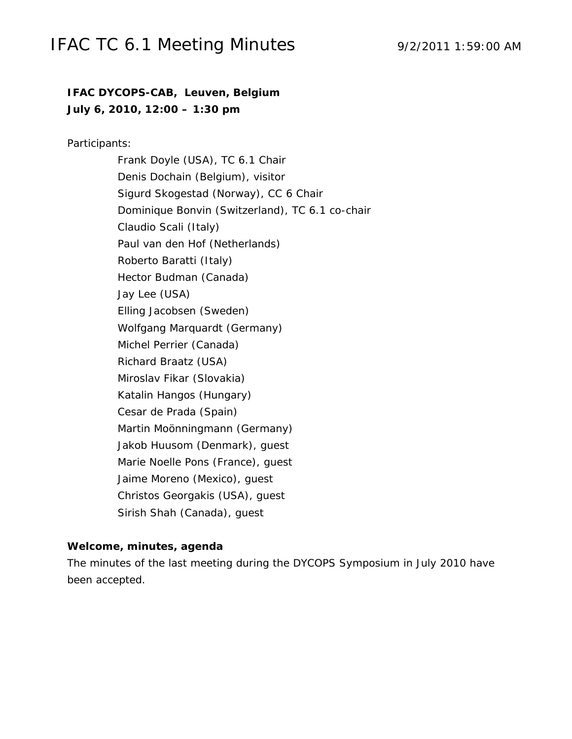# IFAC TC 6.1 Meeting Minutes

9/2/2011 1:59:00 AM

**IFAC DYCOPS-CAB, Leuven, Belgium**
**July 6, 2010, 12:00 – 1:30 pm**

Participants:

- Frank Doyle (USA), TC 6.1 Chair
- Denis Dochain (Belgium), visitor
- Sigurd Skogestad (Norway), CC 6 Chair
- Dominique Bonvin (Switzerland), TC 6.1 co-chair
- Claudio Scali (Italy)
- Paul van den Hof (Netherlands)
- Roberto Baratti (Italy)
- Hector Budman (Canada)
- Jay Lee (USA)
- Elling Jacobsen (Sweden)
- Wolfgang Marquardt (Germany)
- Michel Perrier (Canada)
- Richard Braatz (USA)
- Miroslav Fikar (Slovakia)
- Katalin Hangos (Hungary)
- Cesar de Prada (Spain)
- Martin Moönningmann (Germany)
- Jakob Huusom (Denmark), guest
- Marie Noelle Pons (France), guest
- Jaime Moreno (Mexico), guest
- Christos Georgakis (USA), guest
- Sirish Shah (Canada), guest

**Welcome, minutes, agenda**

The minutes of the last meeting during the DYCOPS Symposium in July 2010 have been accepted.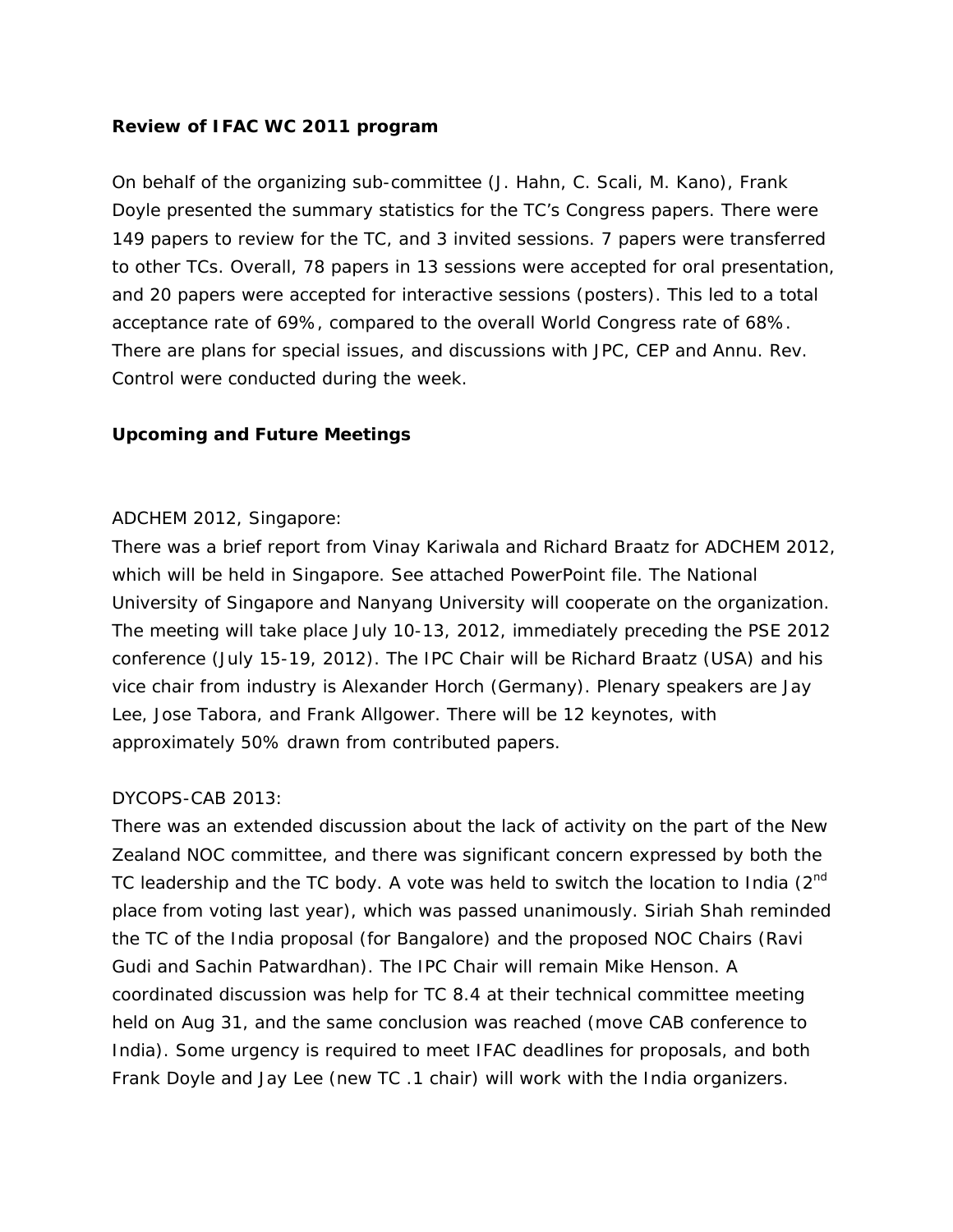**Review of IFAC WC 2011 program**

On behalf of the organizing sub-committee (J. Hahn, C. Scali, M. Kano), Frank Doyle presented the summary statistics for the TC's Congress papers. There were 149 papers to review for the TC, and 3 invited sessions. 7 papers were transferred to other TCs. Overall, 78 papers in 13 sessions were accepted for oral presentation, and 20 papers were accepted for interactive sessions (posters). This led to a total acceptance rate of 69%, compared to the overall World Congress rate of 68%. There are plans for special issues, and discussions with JPC, CEP and Annu. Rev. Control were conducted during the week.

**Upcoming and Future Meetings**

ADCHEM 2012, Singapore:
There was a brief report from Vinay Kariwala and Richard Braatz for ADCHEM 2012, which will be held in Singapore. See attached PowerPoint file. The National University of Singapore and Nanyang University will cooperate on the organization. The meeting will take place July 10-13, 2012, immediately preceding the PSE 2012 conference (July 15-19, 2012). The IPC Chair will be Richard Braatz (USA) and his vice chair from industry is Alexander Horch (Germany). Plenary speakers are Jay Lee, Jose Tabora, and Frank Allgower. There will be 12 keynotes, with approximately 50% drawn from contributed papers.

DYCOPS-CAB 2013:
There was an extended discussion about the lack of activity on the part of the New Zealand NOC committee, and there was significant concern expressed by both the TC leadership and the TC body. A vote was held to switch the location to India (2nd place from voting last year), which was passed unanimously. Siriah Shah reminded the TC of the India proposal (for Bangalore) and the proposed NOC Chairs (Ravi Gudi and Sachin Patwardhan). The IPC Chair will remain Mike Henson. A coordinated discussion was help for TC 8.4 at their technical committee meeting held on Aug 31, and the same conclusion was reached (move CAB conference to India). Some urgency is required to meet IFAC deadlines for proposals, and both Frank Doyle and Jay Lee (new TC .1 chair) will work with the India organizers.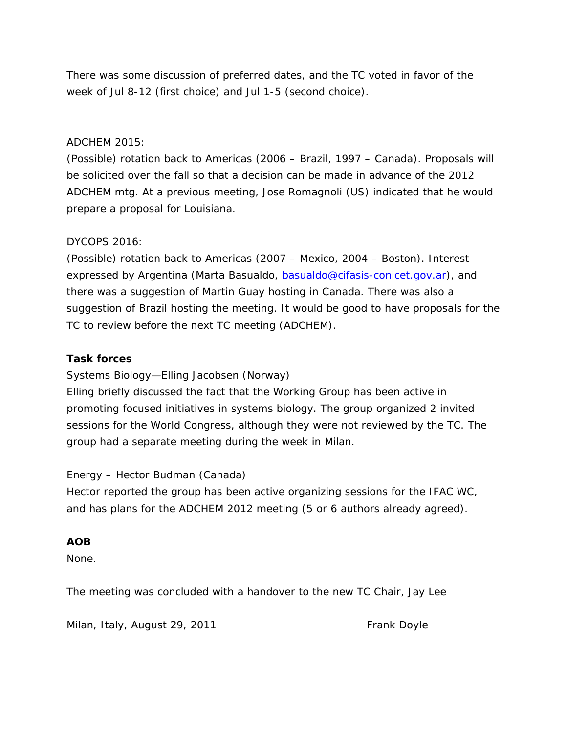There was some discussion of preferred dates, and the TC voted in favor of the week of Jul 8-12 (first choice) and Jul 1-5 (second choice).

ADCHEM 2015:
(Possible) rotation back to Americas (2006 – Brazil, 1997 – Canada). Proposals will be solicited over the fall so that a decision can be made in advance of the 2012 ADCHEM mtg. At a previous meeting, Jose Romagnoli (US) indicated that he would prepare a proposal for Louisiana.

DYCOPS 2016:
(Possible) rotation back to Americas (2007 – Mexico, 2004 – Boston). Interest expressed by Argentina (Marta Basualdo, basualdo@cifasis-conicet.gov.ar), and there was a suggestion of Martin Guay hosting in Canada. There was also a suggestion of Brazil hosting the meeting. It would be good to have proposals for the TC to review before the next TC meeting (ADCHEM).

**Task forces**

Systems Biology—Elling Jacobsen (Norway)
Elling briefly discussed the fact that the Working Group has been active in promoting focused initiatives in systems biology. The group organized 2 invited sessions for the World Congress, although they were not reviewed by the TC. The group had a separate meeting during the week in Milan.

Energy – Hector Budman (Canada)
Hector reported the group has been active organizing sessions for the IFAC WC, and has plans for the ADCHEM 2012 meeting (5 or 6 authors already agreed).

**AOB**

None.

The meeting was concluded with a handover to the new TC Chair, Jay Lee

Milan, Italy, August 29, 2011 Frank Doyle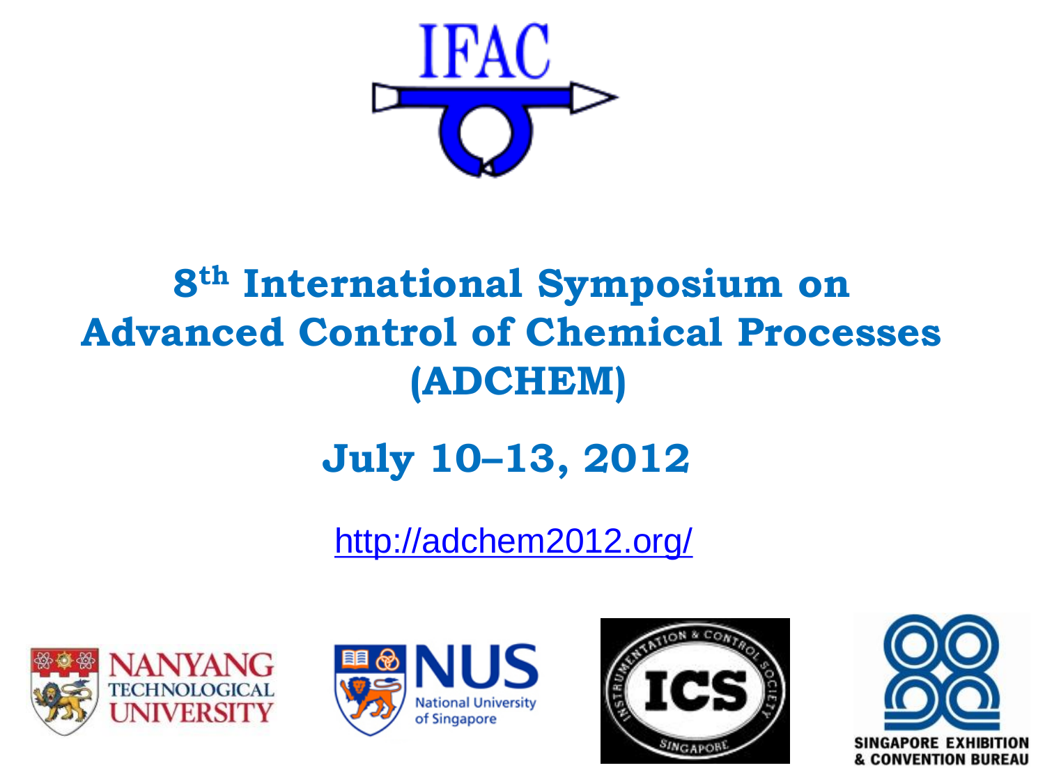IFAC

# 8th International Symposium on Advanced Control of Chemical Processes (ADCHEM)

## July 10–13, 2012

http://adchem2012.org/

NANYANG TECHNOLOGICAL UNIVERSITY

NUS National University of Singapore

ICS INSTRUMENTATION & CONTROL SOCIETY SINGAPORE

SINGAPORE EXHIBITION & CONVENTION BUREAU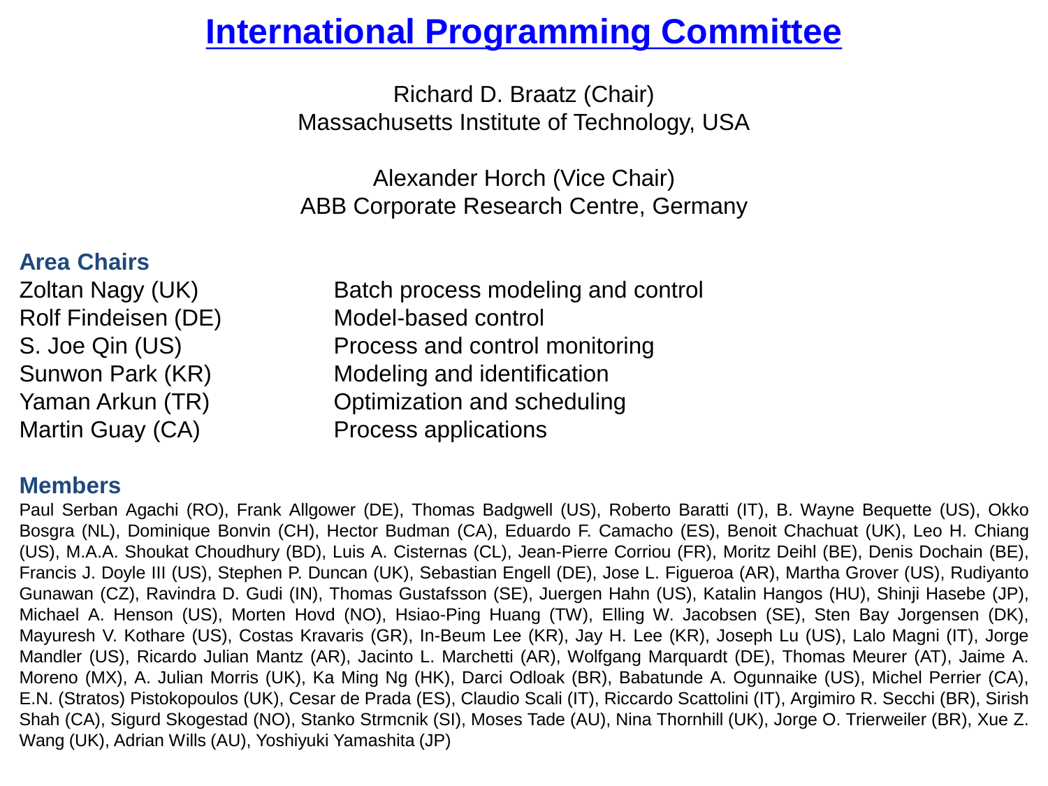# International Programming Committee

Richard D. Braatz (Chair)
Massachusetts Institute of Technology, USA

Alexander Horch (Vice Chair)
ABB Corporate Research Centre, Germany

## Area Chairs

| | |
|---|---|
| Zoltan Nagy (UK) | Batch process modeling and control |
| Rolf Findeisen (DE) | Model-based control |
| S. Joe Qin (US) | Process and control monitoring |
| Sunwon Park (KR) | Modeling and identification |
| Yaman Arkun (TR) | Optimization and scheduling |
| Martin Guay (CA) | Process applications |

## Members

Paul Serban Agachi (RO), Frank Allgower (DE), Thomas Badgwell (US), Roberto Baratti (IT), B. Wayne Bequette (US), Okko Bosgra (NL), Dominique Bonvin (CH), Hector Budman (CA), Eduardo F. Camacho (ES), Benoit Chachuat (UK), Leo H. Chiang (US), M.A.A. Shoukat Choudhury (BD), Luis A. Cisternas (CL), Jean-Pierre Corriou (FR), Moritz Deihl (BE), Denis Dochain (BE), Francis J. Doyle III (US), Stephen P. Duncan (UK), Sebastian Engell (DE), Jose L. Figueroa (AR), Martha Grover (US), Rudiyanto Gunawan (CZ), Ravindra D. Gudi (IN), Thomas Gustafsson (SE), Juergen Hahn (US), Katalin Hangos (HU), Shinji Hasebe (JP), Michael A. Henson (US), Morten Hovd (NO), Hsiao-Ping Huang (TW), Elling W. Jacobsen (SE), Sten Bay Jorgensen (DK), Mayuresh V. Kothare (US), Costas Kravaris (GR), In-Beum Lee (KR), Jay H. Lee (KR), Joseph Lu (US), Lalo Magni (IT), Jorge Mandler (US), Ricardo Julian Mantz (AR), Jacinto L. Marchetti (AR), Wolfgang Marquardt (DE), Thomas Meurer (AT), Jaime A. Moreno (MX), A. Julian Morris (UK), Ka Ming Ng (HK), Darci Odloak (BR), Babatunde A. Ogunnaike (US), Michel Perrier (CA), E.N. (Stratos) Pistokopoulos (UK), Cesar de Prada (ES), Claudio Scali (IT), Riccardo Scattolini (IT), Argimiro R. Secchi (BR), Sirish Shah (CA), Sigurd Skogestad (NO), Stanko Strmcnik (SI), Moses Tade (AU), Nina Thornhill (UK), Jorge O. Trierweiler (BR), Xue Z. Wang (UK), Adrian Wills (AU), Yoshiyuki Yamashita (JP)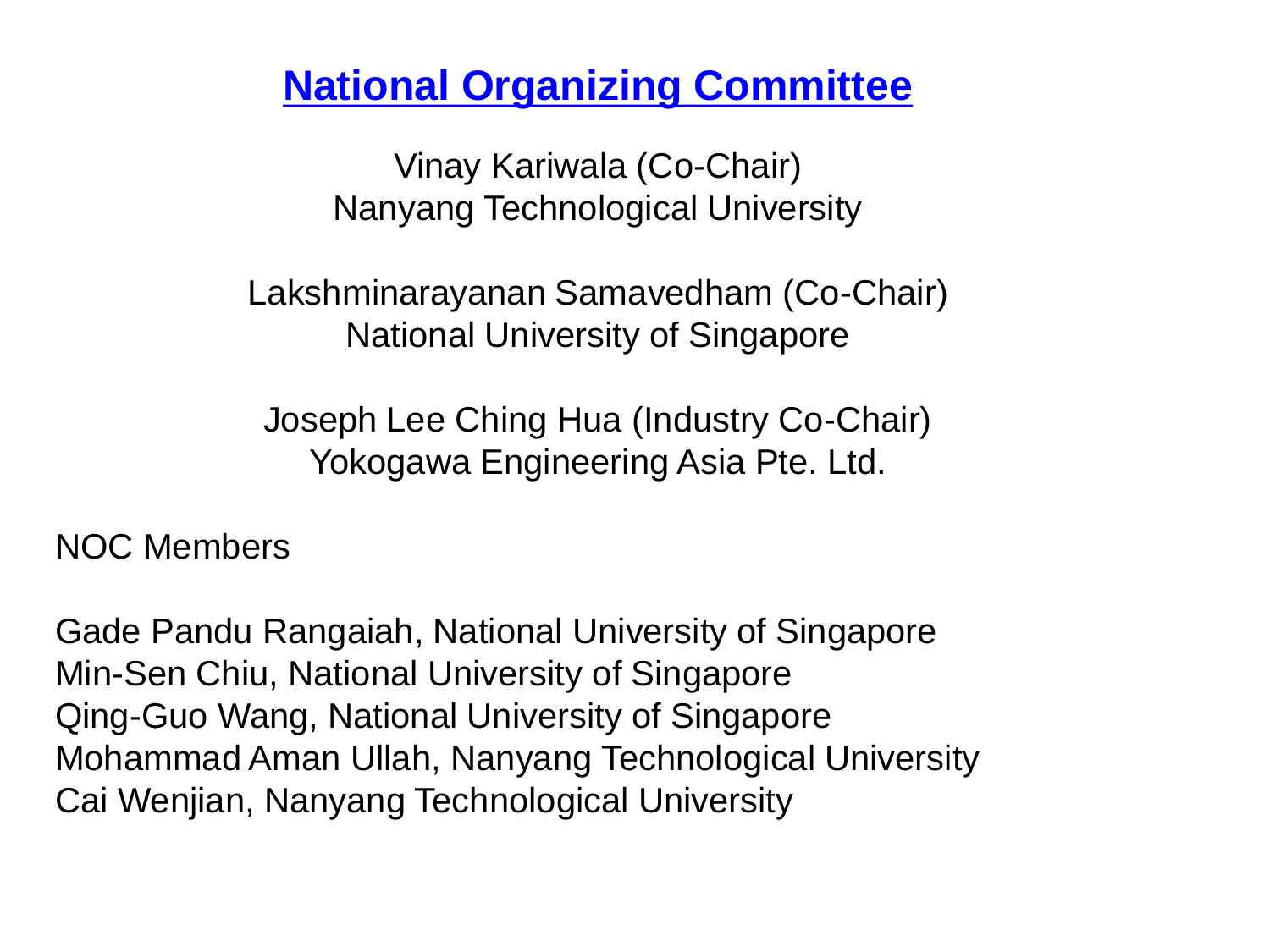# National Organizing Committee

Vinay Kariwala (Co-Chair)
Nanyang Technological University

Lakshminarayanan Samavedham (Co-Chair)
National University of Singapore

Joseph Lee Ching Hua (Industry Co-Chair)
Yokogawa Engineering Asia Pte. Ltd.

NOC Members

Gade Pandu Rangaiah, National University of Singapore
Min-Sen Chiu, National University of Singapore
Qing-Guo Wang, National University of Singapore
Mohammad Aman Ullah, Nanyang Technological University
Cai Wenjian, Nanyang Technological University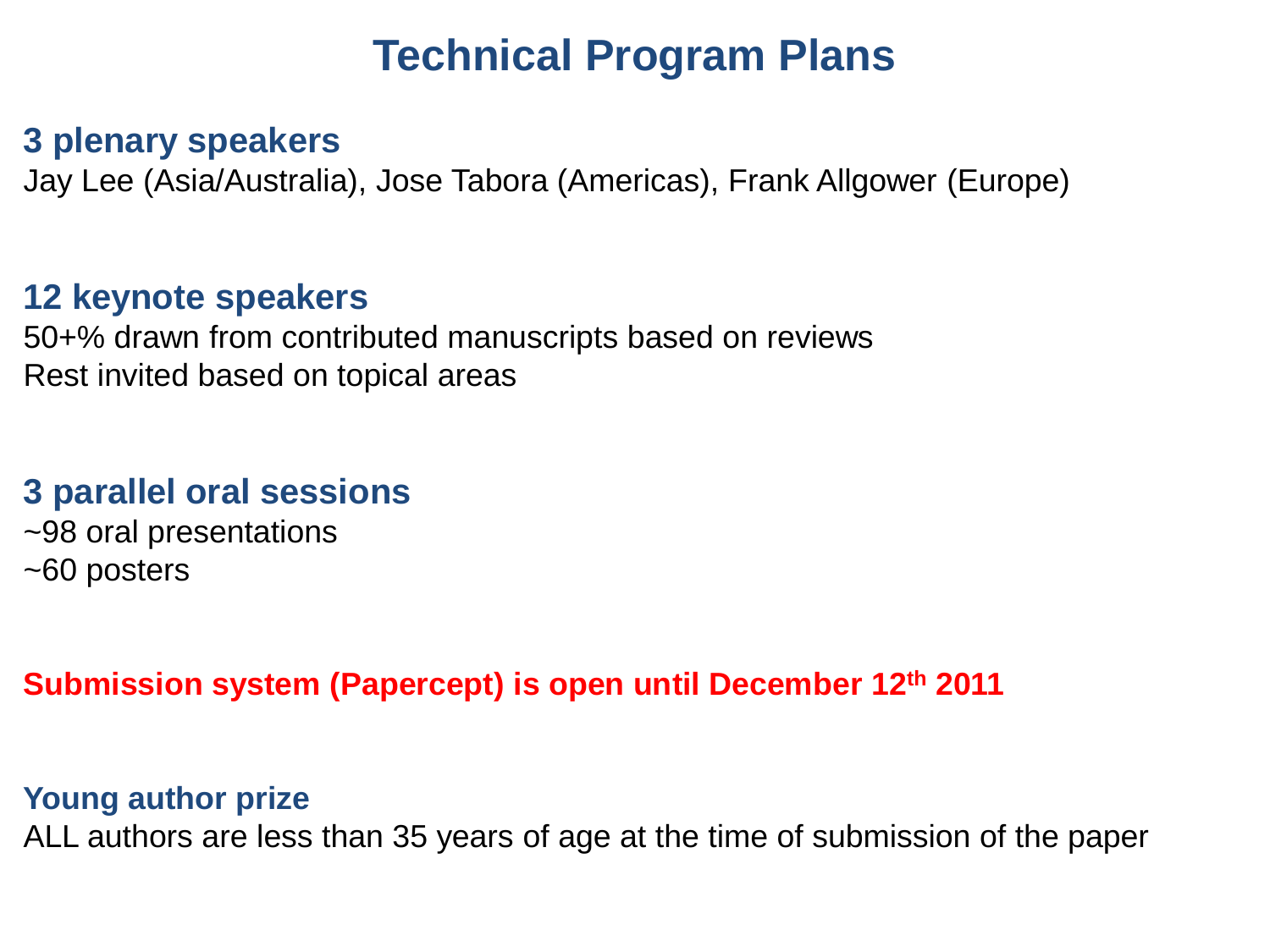# Technical Program Plans

## 3 plenary speakers

Jay Lee (Asia/Australia), Jose Tabora (Americas), Frank Allgower (Europe)

## 12 keynote speakers

50+% drawn from contributed manuscripts based on reviews

Rest invited based on topical areas

## 3 parallel oral sessions

~98 oral presentations

~60 posters

**Submission system (Papercept) is open until December 12th 2011**

### Young author prize

ALL authors are less than 35 years of age at the time of submission of the paper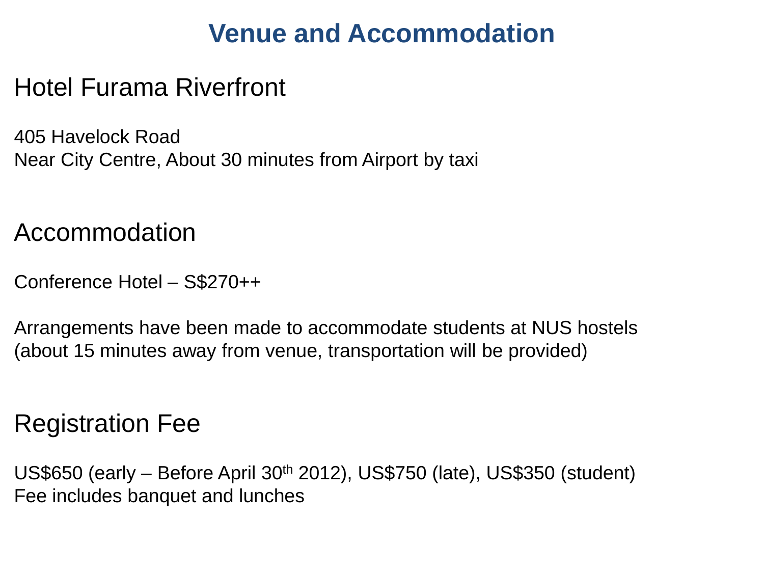# Venue and Accommodation

## Hotel Furama Riverfront

405 Havelock Road
Near City Centre, About 30 minutes from Airport by taxi

## Accommodation

Conference Hotel – S$270++

Arrangements have been made to accommodate students at NUS hostels
(about 15 minutes away from venue, transportation will be provided)

## Registration Fee

US$650 (early – Before April 30th 2012), US$750 (late), US$350 (student)
Fee includes banquet and lunches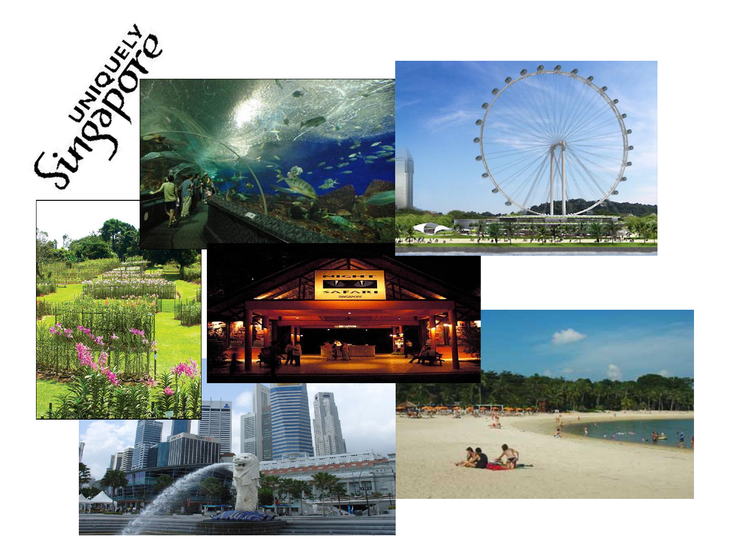UNIQUELY Singapore